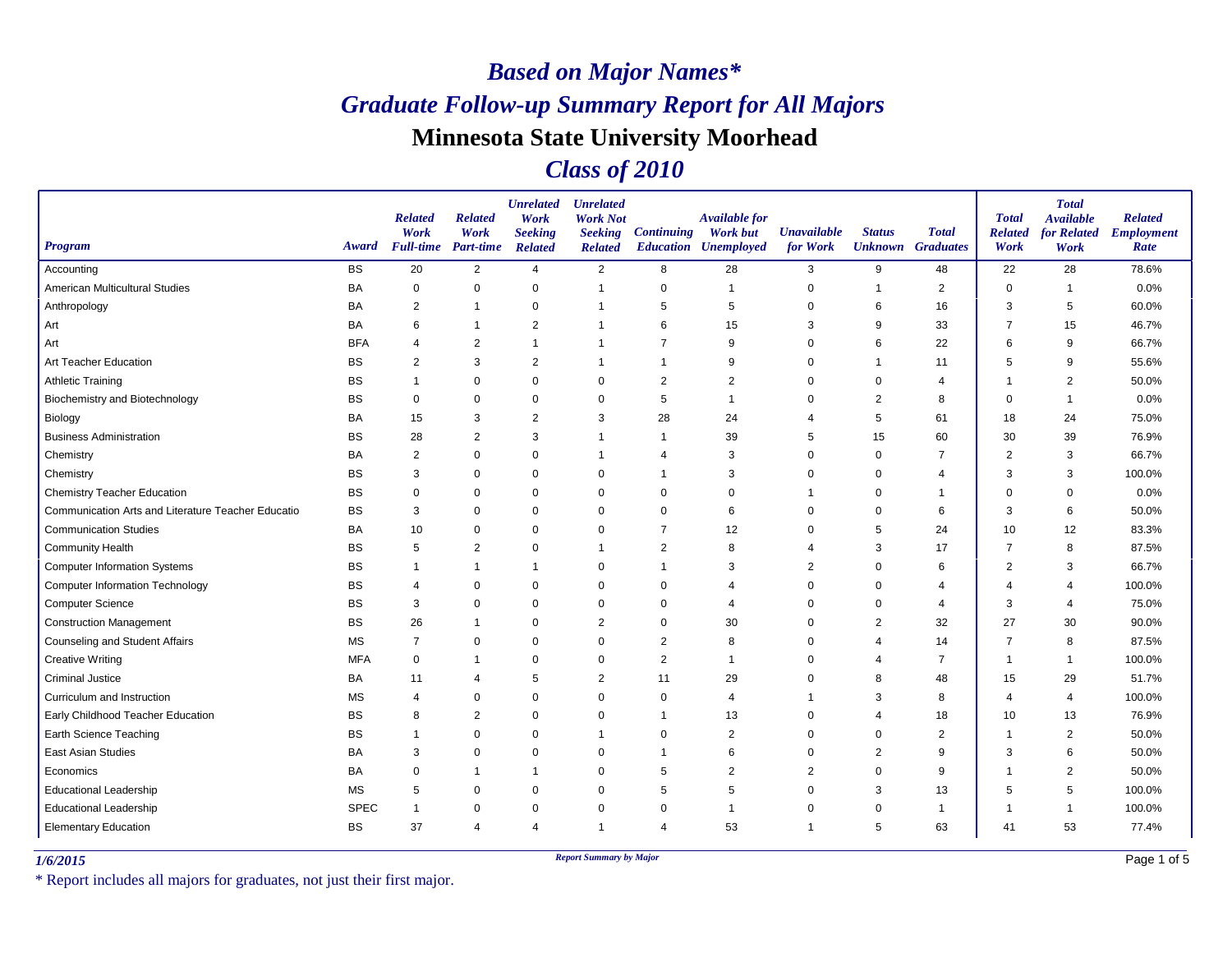# *Based on Major Names**

# *Graduate Follow-up Summary Report for All Majors*

# Minnesota State University Moorhead

# *Class of 2010*

| Program | Award | Related Work Full-time | Related Work Part-time | Unrelated Work Seeking Related | Unrelated Work Not Seeking Related | Continuing Education | Available for Work but Unemployed | Unavailable for Work | Status Unknown | Total Graduates | Total Related Work | Total Available for Related Work | Related Employment Rate |
|---|---|---|---|---|---|---|---|---|---|---|---|---|---|
| Accounting | BS | 20 | 2 | 4 | 2 | 8 | 28 | 3 | 9 | 48 | 22 | 28 | 78.6% |
| American Multicultural Studies | BA | 0 | 0 | 0 | 1 | 0 | 1 | 0 | 1 | 2 | 0 | 1 | 0.0% |
| Anthropology | BA | 2 | 1 | 0 | 1 | 5 | 5 | 0 | 6 | 16 | 3 | 5 | 60.0% |
| Art | BA | 6 | 1 | 2 | 1 | 6 | 15 | 3 | 9 | 33 | 7 | 15 | 46.7% |
| Art | BFA | 4 | 2 | 1 | 1 | 7 | 9 | 0 | 6 | 22 | 6 | 9 | 66.7% |
| Art Teacher Education | BS | 2 | 3 | 2 | 1 | 1 | 9 | 0 | 1 | 11 | 5 | 9 | 55.6% |
| Athletic Training | BS | 1 | 0 | 0 | 0 | 2 | 2 | 0 | 0 | 4 | 1 | 2 | 50.0% |
| Biochemistry and Biotechnology | BS | 0 | 0 | 0 | 0 | 5 | 1 | 0 | 2 | 8 | 0 | 1 | 0.0% |
| Biology | BA | 15 | 3 | 2 | 3 | 28 | 24 | 4 | 5 | 61 | 18 | 24 | 75.0% |
| Business Administration | BS | 28 | 2 | 3 | 1 | 1 | 39 | 5 | 15 | 60 | 30 | 39 | 76.9% |
| Chemistry | BA | 2 | 0 | 0 | 1 | 4 | 3 | 0 | 0 | 7 | 2 | 3 | 66.7% |
| Chemistry | BS | 3 | 0 | 0 | 0 | 1 | 3 | 0 | 0 | 4 | 3 | 3 | 100.0% |
| Chemistry Teacher Education | BS | 0 | 0 | 0 | 0 | 0 | 0 | 1 | 0 | 1 | 0 | 0 | 0.0% |
| Communication Arts and Literature Teacher Educatio | BS | 3 | 0 | 0 | 0 | 0 | 6 | 0 | 0 | 6 | 3 | 6 | 50.0% |
| Communication Studies | BA | 10 | 0 | 0 | 0 | 7 | 12 | 0 | 5 | 24 | 10 | 12 | 83.3% |
| Community Health | BS | 5 | 2 | 0 | 1 | 2 | 8 | 4 | 3 | 17 | 7 | 8 | 87.5% |
| Computer Information Systems | BS | 1 | 1 | 1 | 0 | 1 | 3 | 2 | 0 | 6 | 2 | 3 | 66.7% |
| Computer Information Technology | BS | 4 | 0 | 0 | 0 | 0 | 4 | 0 | 0 | 4 | 4 | 4 | 100.0% |
| Computer Science | BS | 3 | 0 | 0 | 0 | 0 | 4 | 0 | 0 | 4 | 3 | 4 | 75.0% |
| Construction Management | BS | 26 | 1 | 0 | 2 | 0 | 30 | 0 | 2 | 32 | 27 | 30 | 90.0% |
| Counseling and Student Affairs | MS | 7 | 0 | 0 | 0 | 2 | 8 | 0 | 4 | 14 | 7 | 8 | 87.5% |
| Creative Writing | MFA | 0 | 1 | 0 | 0 | 2 | 1 | 0 | 4 | 7 | 1 | 1 | 100.0% |
| Criminal Justice | BA | 11 | 4 | 5 | 2 | 11 | 29 | 0 | 8 | 48 | 15 | 29 | 51.7% |
| Curriculum and Instruction | MS | 4 | 0 | 0 | 0 | 0 | 4 | 1 | 3 | 8 | 4 | 4 | 100.0% |
| Early Childhood Teacher Education | BS | 8 | 2 | 0 | 0 | 1 | 13 | 0 | 4 | 18 | 10 | 13 | 76.9% |
| Earth Science Teaching | BS | 1 | 0 | 0 | 1 | 0 | 2 | 0 | 0 | 2 | 1 | 2 | 50.0% |
| East Asian Studies | BA | 3 | 0 | 0 | 0 | 1 | 6 | 0 | 2 | 9 | 3 | 6 | 50.0% |
| Economics | BA | 0 | 1 | 1 | 0 | 5 | 2 | 2 | 0 | 9 | 1 | 2 | 50.0% |
| Educational Leadership | MS | 5 | 0 | 0 | 0 | 5 | 5 | 0 | 3 | 13 | 5 | 5 | 100.0% |
| Educational Leadership | SPEC | 1 | 0 | 0 | 0 | 0 | 1 | 0 | 0 | 1 | 1 | 1 | 100.0% |
| Elementary Education | BS | 37 | 4 | 4 | 1 | 4 | 53 | 1 | 5 | 63 | 41 | 53 | 77.4% |

1/6/2015

Report Summary by Major

* Report includes all majors for graduates, not just their first major.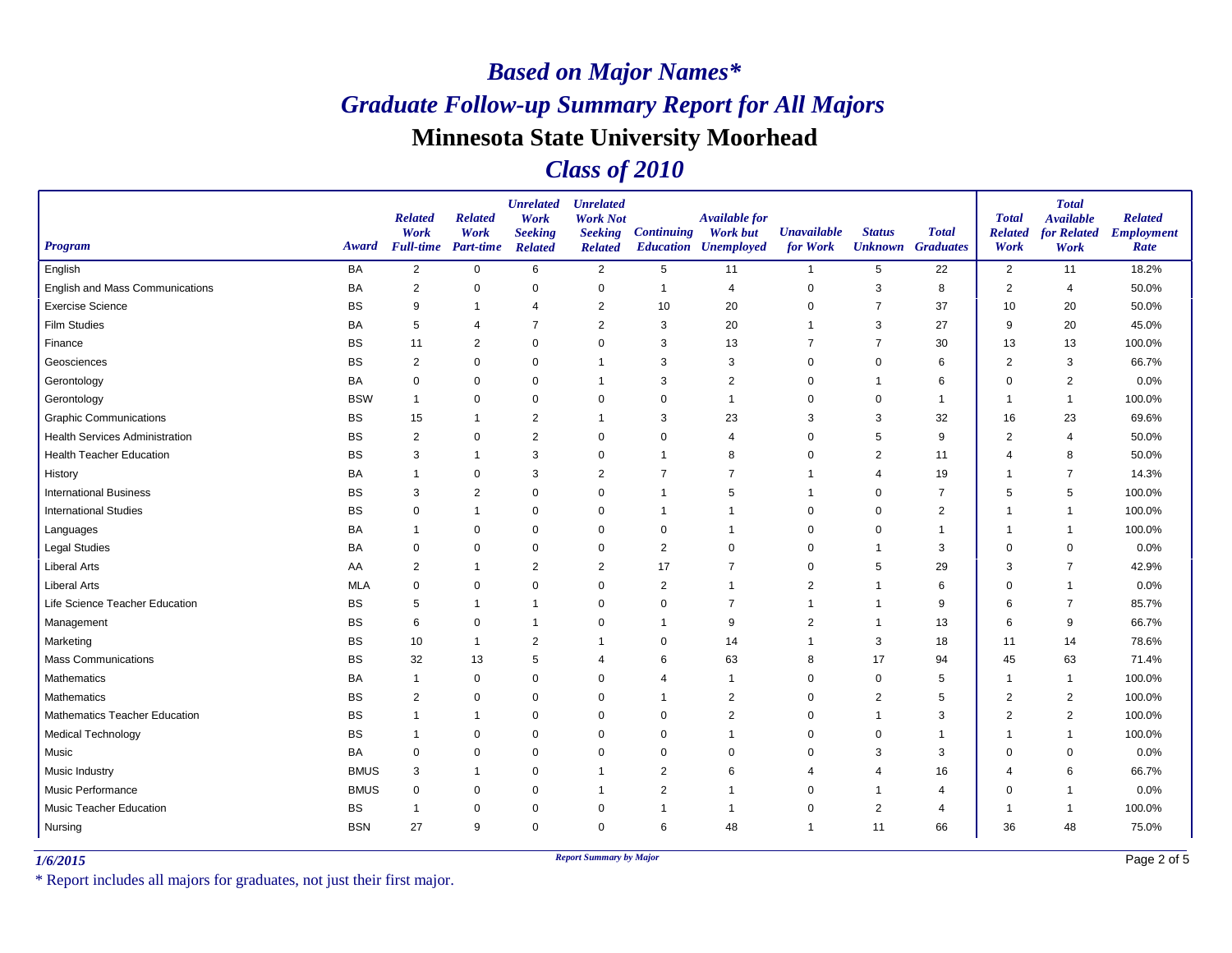# *Based on Major Names**

# *Graduate Follow-up Summary Report for All Majors*

# Minnesota State University Moorhead

# *Class of 2010*

| Program | Award | Related Work Full-time | Related Work Part-time | Unrelated Work Seeking Related | Unrelated Work Not Seeking Related | Continuing Education | Available for Work but Unemployed | Unavailable for Work | Status Unknown | Total Graduates | Total Related Work | Total Available for Related Work | Related Employment Rate |
|---|---|---|---|---|---|---|---|---|---|---|---|---|---|
| English | BA | 2 | 0 | 6 | 2 | 5 | 11 | 1 | 5 | 22 | 2 | 11 | 18.2% |
| English and Mass Communications | BA | 2 | 0 | 0 | 0 | 1 | 4 | 0 | 3 | 8 | 2 | 4 | 50.0% |
| Exercise Science | BS | 9 | 1 | 4 | 2 | 10 | 20 | 0 | 7 | 37 | 10 | 20 | 50.0% |
| Film Studies | BA | 5 | 4 | 7 | 2 | 3 | 20 | 1 | 3 | 27 | 9 | 20 | 45.0% |
| Finance | BS | 11 | 2 | 0 | 0 | 3 | 13 | 7 | 7 | 30 | 13 | 13 | 100.0% |
| Geosciences | BS | 2 | 0 | 0 | 1 | 3 | 3 | 0 | 0 | 6 | 2 | 3 | 66.7% |
| Gerontology | BA | 0 | 0 | 0 | 1 | 3 | 2 | 0 | 1 | 6 | 0 | 2 | 0.0% |
| Gerontology | BSW | 1 | 0 | 0 | 0 | 0 | 1 | 0 | 0 | 1 | 1 | 1 | 100.0% |
| Graphic Communications | BS | 15 | 1 | 2 | 1 | 3 | 23 | 3 | 3 | 32 | 16 | 23 | 69.6% |
| Health Services Administration | BS | 2 | 0 | 2 | 0 | 0 | 4 | 0 | 5 | 9 | 2 | 4 | 50.0% |
| Health Teacher Education | BS | 3 | 1 | 3 | 0 | 1 | 8 | 0 | 2 | 11 | 4 | 8 | 50.0% |
| History | BA | 1 | 0 | 3 | 2 | 7 | 7 | 1 | 4 | 19 | 1 | 7 | 14.3% |
| International Business | BS | 3 | 2 | 0 | 0 | 1 | 5 | 1 | 0 | 7 | 5 | 5 | 100.0% |
| International Studies | BS | 0 | 1 | 0 | 0 | 1 | 1 | 0 | 0 | 2 | 1 | 1 | 100.0% |
| Languages | BA | 1 | 0 | 0 | 0 | 0 | 1 | 0 | 0 | 1 | 1 | 1 | 100.0% |
| Legal Studies | BA | 0 | 0 | 0 | 0 | 2 | 0 | 0 | 1 | 3 | 0 | 0 | 0.0% |
| Liberal Arts | AA | 2 | 1 | 2 | 2 | 17 | 7 | 0 | 5 | 29 | 3 | 7 | 42.9% |
| Liberal Arts | MLA | 0 | 0 | 0 | 0 | 2 | 1 | 2 | 1 | 6 | 0 | 1 | 0.0% |
| Life Science Teacher Education | BS | 5 | 1 | 1 | 0 | 0 | 7 | 1 | 1 | 9 | 6 | 7 | 85.7% |
| Management | BS | 6 | 0 | 1 | 0 | 1 | 9 | 2 | 1 | 13 | 6 | 9 | 66.7% |
| Marketing | BS | 10 | 1 | 2 | 1 | 0 | 14 | 1 | 3 | 18 | 11 | 14 | 78.6% |
| Mass Communications | BS | 32 | 13 | 5 | 4 | 6 | 63 | 8 | 17 | 94 | 45 | 63 | 71.4% |
| Mathematics | BA | 1 | 0 | 0 | 0 | 4 | 1 | 0 | 0 | 5 | 1 | 1 | 100.0% |
| Mathematics | BS | 2 | 0 | 0 | 0 | 1 | 2 | 0 | 2 | 5 | 2 | 2 | 100.0% |
| Mathematics Teacher Education | BS | 1 | 1 | 0 | 0 | 0 | 2 | 0 | 1 | 3 | 2 | 2 | 100.0% |
| Medical Technology | BS | 1 | 0 | 0 | 0 | 0 | 1 | 0 | 0 | 1 | 1 | 1 | 100.0% |
| Music | BA | 0 | 0 | 0 | 0 | 0 | 0 | 0 | 3 | 3 | 0 | 0 | 0.0% |
| Music Industry | BMUS | 3 | 1 | 0 | 1 | 2 | 6 | 4 | 4 | 16 | 4 | 6 | 66.7% |
| Music Performance | BMUS | 0 | 0 | 0 | 1 | 2 | 1 | 0 | 1 | 4 | 0 | 1 | 0.0% |
| Music Teacher Education | BS | 1 | 0 | 0 | 0 | 1 | 1 | 0 | 2 | 4 | 1 | 1 | 100.0% |
| Nursing | BSN | 27 | 9 | 0 | 0 | 6 | 48 | 1 | 11 | 66 | 36 | 48 | 75.0% |

*1/6/2015*

*Report Summary by Major*

\* Report includes all majors for graduates, not just their first major.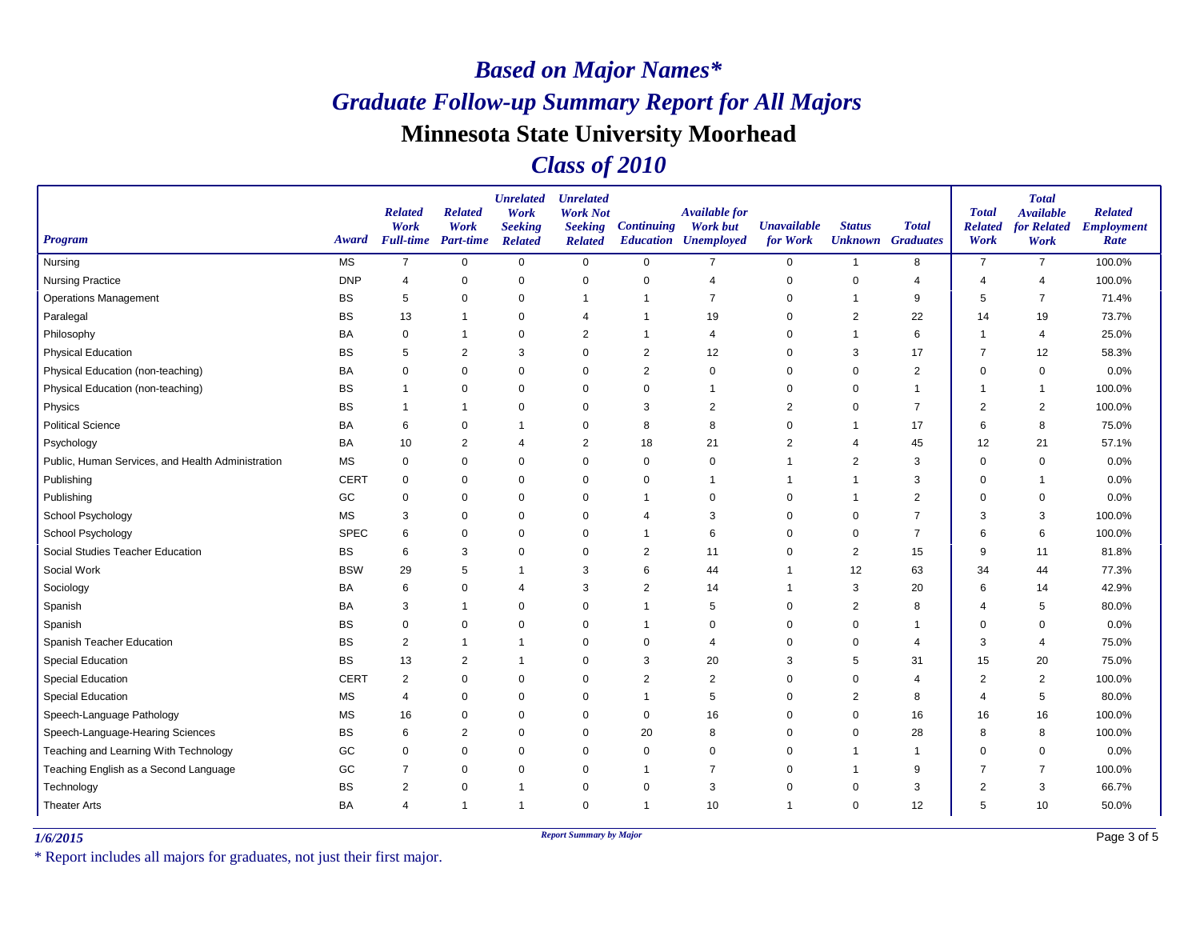# *Based on Major Names**

# *Graduate Follow-up Summary Report for All Majors*

## Minnesota State University Moorhead

## *Class of 2010*

| *Program* | *Award* | *Related Work Full-time* | *Related Work Part-time* | *Unrelated Work Seeking Related* | *Unrelated Work Not Seeking Related* | *Continuing Education* | *Available for Work but Unemployed* | *Unavailable for Work* | *Status Unknown* | *Total Graduates* | *Total Related Work* | *Total Available for Related Work* | *Related Employment Rate* |
|---|---|---|---|---|---|---|---|---|---|---|---|---|---|
| Nursing | MS | 7 | 0 | 0 | 0 | 0 | 7 | 0 | 1 | 8 | 7 | 7 | 100.0% |
| Nursing Practice | DNP | 4 | 0 | 0 | 0 | 0 | 4 | 0 | 0 | 4 | 4 | 4 | 100.0% |
| Operations Management | BS | 5 | 0 | 0 | 1 | 1 | 7 | 0 | 1 | 9 | 5 | 7 | 71.4% |
| Paralegal | BS | 13 | 1 | 0 | 4 | 1 | 19 | 0 | 2 | 22 | 14 | 19 | 73.7% |
| Philosophy | BA | 0 | 1 | 0 | 2 | 1 | 4 | 0 | 1 | 6 | 1 | 4 | 25.0% |
| Physical Education | BS | 5 | 2 | 3 | 0 | 2 | 12 | 0 | 3 | 17 | 7 | 12 | 58.3% |
| Physical Education (non-teaching) | BA | 0 | 0 | 0 | 0 | 2 | 0 | 0 | 0 | 2 | 0 | 0 | 0.0% |
| Physical Education (non-teaching) | BS | 1 | 0 | 0 | 0 | 0 | 1 | 0 | 0 | 1 | 1 | 1 | 100.0% |
| Physics | BS | 1 | 1 | 0 | 0 | 3 | 2 | 2 | 0 | 7 | 2 | 2 | 100.0% |
| Political Science | BA | 6 | 0 | 1 | 0 | 8 | 8 | 0 | 1 | 17 | 6 | 8 | 75.0% |
| Psychology | BA | 10 | 2 | 4 | 2 | 18 | 21 | 2 | 4 | 45 | 12 | 21 | 57.1% |
| Public, Human Services, and Health Administration | MS | 0 | 0 | 0 | 0 | 0 | 0 | 1 | 2 | 3 | 0 | 0 | 0.0% |
| Publishing | CERT | 0 | 0 | 0 | 0 | 0 | 1 | 1 | 1 | 3 | 0 | 1 | 0.0% |
| Publishing | GC | 0 | 0 | 0 | 0 | 1 | 0 | 0 | 1 | 2 | 0 | 0 | 0.0% |
| School Psychology | MS | 3 | 0 | 0 | 0 | 4 | 3 | 0 | 0 | 7 | 3 | 3 | 100.0% |
| School Psychology | SPEC | 6 | 0 | 0 | 0 | 1 | 6 | 0 | 0 | 7 | 6 | 6 | 100.0% |
| Social Studies Teacher Education | BS | 6 | 3 | 0 | 0 | 2 | 11 | 0 | 2 | 15 | 9 | 11 | 81.8% |
| Social Work | BSW | 29 | 5 | 1 | 3 | 6 | 44 | 1 | 12 | 63 | 34 | 44 | 77.3% |
| Sociology | BA | 6 | 0 | 4 | 3 | 2 | 14 | 1 | 3 | 20 | 6 | 14 | 42.9% |
| Spanish | BA | 3 | 1 | 0 | 0 | 1 | 5 | 0 | 2 | 8 | 4 | 5 | 80.0% |
| Spanish | BS | 0 | 0 | 0 | 0 | 1 | 0 | 0 | 0 | 1 | 0 | 0 | 0.0% |
| Spanish Teacher Education | BS | 2 | 1 | 1 | 0 | 0 | 4 | 0 | 0 | 4 | 3 | 4 | 75.0% |
| Special Education | BS | 13 | 2 | 1 | 0 | 3 | 20 | 3 | 5 | 31 | 15 | 20 | 75.0% |
| Special Education | CERT | 2 | 0 | 0 | 0 | 2 | 2 | 0 | 0 | 4 | 2 | 2 | 100.0% |
| Special Education | MS | 4 | 0 | 0 | 0 | 1 | 5 | 0 | 2 | 8 | 4 | 5 | 80.0% |
| Speech-Language Pathology | MS | 16 | 0 | 0 | 0 | 0 | 16 | 0 | 0 | 16 | 16 | 16 | 100.0% |
| Speech-Language-Hearing Sciences | BS | 6 | 2 | 0 | 0 | 20 | 8 | 0 | 0 | 28 | 8 | 8 | 100.0% |
| Teaching and Learning With Technology | GC | 0 | 0 | 0 | 0 | 0 | 0 | 0 | 1 | 1 | 0 | 0 | 0.0% |
| Teaching English as a Second Language | GC | 7 | 0 | 0 | 0 | 1 | 7 | 0 | 1 | 9 | 7 | 7 | 100.0% |
| Technology | BS | 2 | 0 | 1 | 0 | 0 | 3 | 0 | 0 | 3 | 2 | 3 | 66.7% |
| Theater Arts | BA | 4 | 1 | 1 | 0 | 1 | 10 | 1 | 0 | 12 | 5 | 10 | 50.0% |

*1/6/2015*

*Report Summary by Major*

\* Report includes all majors for graduates, not just their first major.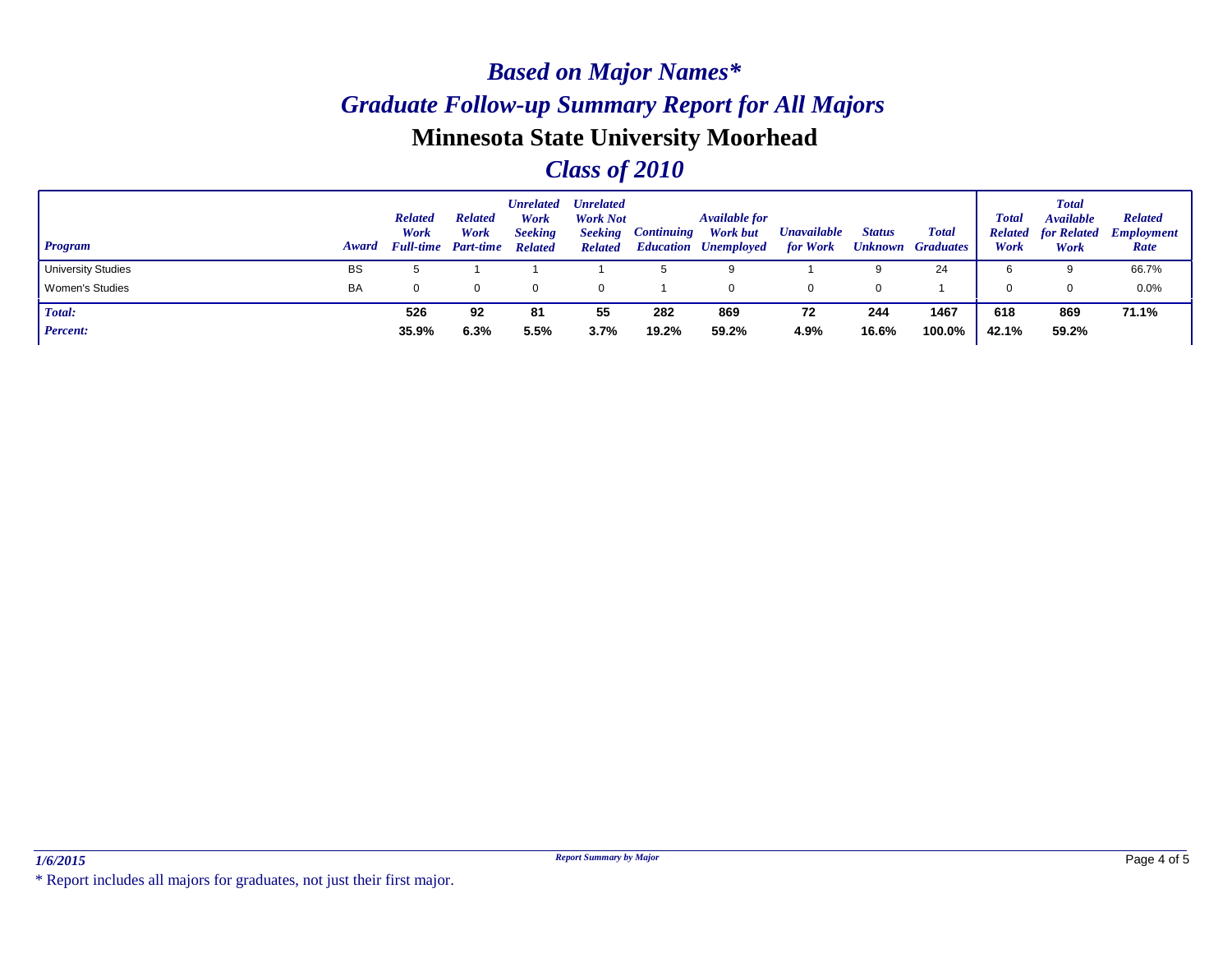# *Based on Major Names**

## *Graduate Follow-up Summary Report for All Majors*

## Minnesota State University Moorhead

## *Class of 2010*

| *Program* | *Award* | *Related Work Full-time* | *Related Work Part-time* | *Unrelated Work Seeking Related* | *Unrelated Work Not Seeking Related* | *Continuing Education* | *Available for Work but Unemployed* | *Unavailable for Work* | *Status Unknown* | *Total Graduates* | *Total Related Work* | *Total Available for Related Work* | *Related Employment Rate* |
|---|---|---|---|---|---|---|---|---|---|---|---|---|---|
| University Studies | BS | 5 | 1 | 1 | 1 | 5 | 9 | 1 | 9 | 24 | 6 | 9 | 66.7% |
| Women's Studies | BA | 0 | 0 | 0 | 0 | 1 | 0 | 0 | 0 | 1 | 0 | 0 | 0.0% |
| ***Total:*** | | **526** | **92** | **81** | **55** | **282** | **869** | **72** | **244** | **1467** | **618** | **869** | **71.1%** |
| ***Percent:*** | | **35.9%** | **6.3%** | **5.5%** | **3.7%** | **19.2%** | **59.2%** | **4.9%** | **16.6%** | **100.0%** | **42.1%** | **59.2%** | |

*1/6/2015*

*Report Summary by Major*

* Report includes all majors for graduates, not just their first major.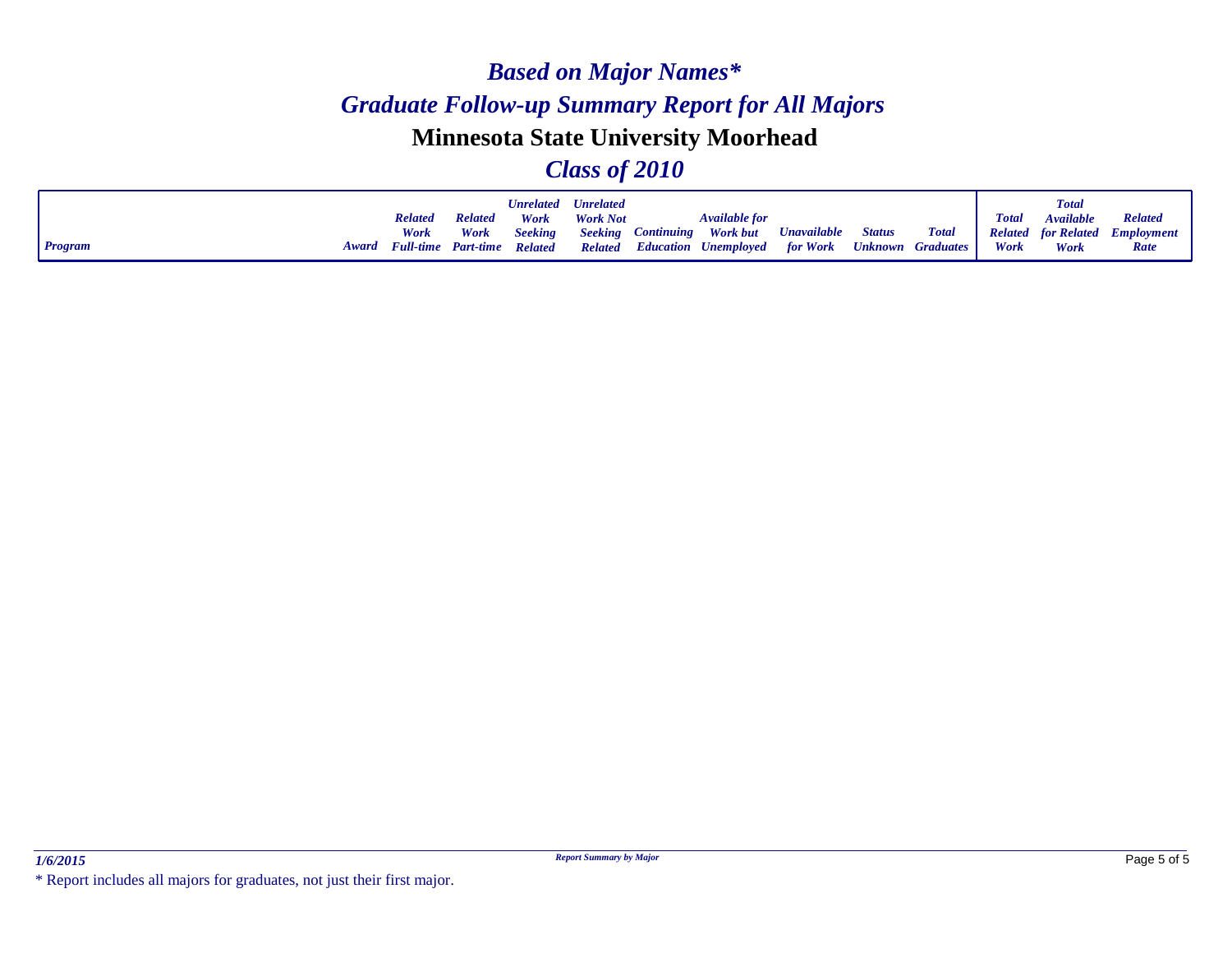# *Based on Major Names**

# *Graduate Follow-up Summary Report for All Majors*

## Minnesota State University Moorhead

## *Class of 2010*

| Program | Award | Related Work Full-time | Related Work Part-time | Unrelated Work Seeking Related | Unrelated Work Not Seeking Related | Continuing Education | Available for Work but Unemployed | Unavailable for Work | Status Unknown | Total Graduates | Total Related Work | Total Available for Related Work | Related Employment Rate |
|---|---|---|---|---|---|---|---|---|---|---|---|---|---|

*1/6/2015*

*Report Summary by Major*

* Report includes all majors for graduates, not just their first major.